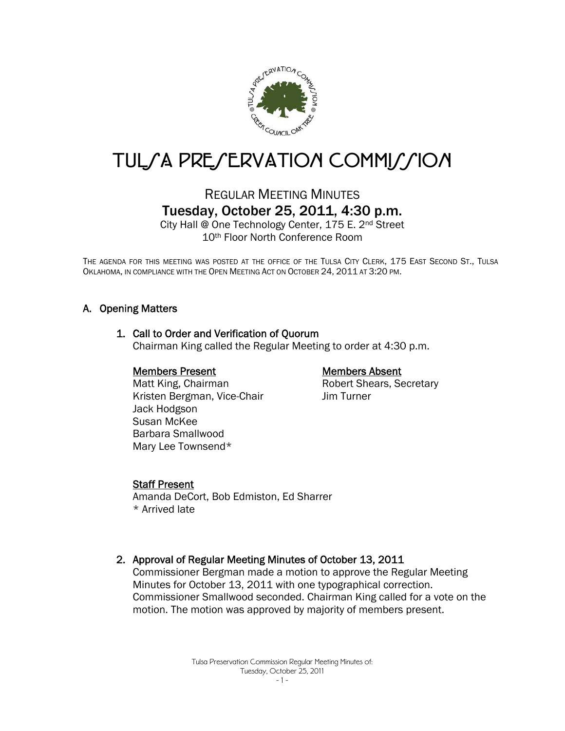# TULSA PRESERVATION COMMISSION

## REGULAR MEETING MINUTES

## Tuesday, October 25, 2011, 4:30 p.m.

City Hall @ One Technology Center, 175 E. 2nd Street
10th Floor North Conference Room

THE AGENDA FOR THIS MEETING WAS POSTED AT THE OFFICE OF THE TULSA CITY CLERK, 175 EAST SECOND ST., TULSA OKLAHOMA, IN COMPLIANCE WITH THE OPEN MEETING ACT ON OCTOBER 24, 2011 AT 3:20 PM.

### A. Opening Matters

**1. Call to Order and Verification of Quorum**

Chairman King called the Regular Meeting to order at 4:30 p.m.

**Members Present**
Matt King, Chairman
Kristen Bergman, Vice-Chair
Jack Hodgson
Susan McKee
Barbara Smallwood
Mary Lee Townsend*

**Members Absent**
Robert Shears, Secretary
Jim Turner

**Staff Present**
Amanda DeCort, Bob Edmiston, Ed Sharrer
\* Arrived late

**2. Approval of Regular Meeting Minutes of October 13, 2011**

Commissioner Bergman made a motion to approve the Regular Meeting Minutes for October 13, 2011 with one typographical correction. Commissioner Smallwood seconded. Chairman King called for a vote on the motion. The motion was approved by majority of members present.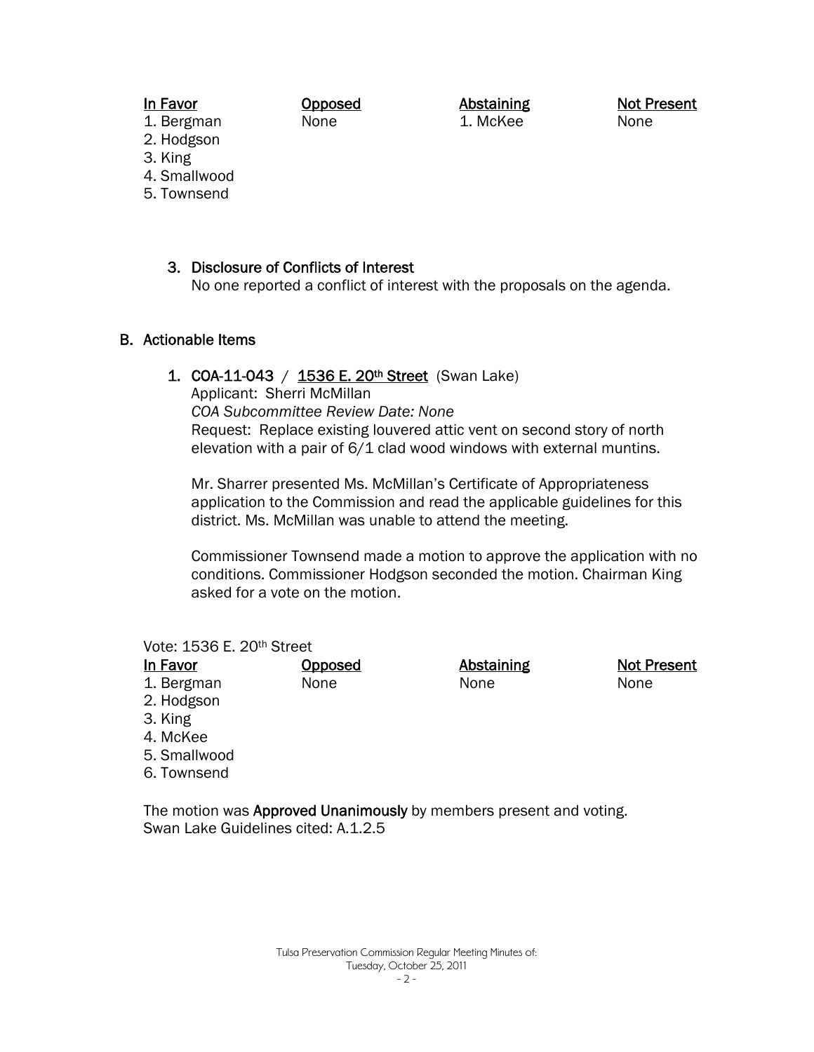| In Favor | Opposed | Abstaining | Not Present |
| --- | --- | --- | --- |
| 1. Bergman | None | 1. McKee | None |
| 2. Hodgson | | | |
| 3. King | | | |
| 4. Smallwood | | | |
| 5. Townsend | | | |

3. **Disclosure of Conflicts of Interest**
   No one reported a conflict of interest with the proposals on the agenda.

## B. Actionable Items

1. **COA-11-043** / **1536 E. 20th Street** (Swan Lake)
   Applicant: Sherri McMillan
   *COA Subcommittee Review Date: None*
   Request: Replace existing louvered attic vent on second story of north elevation with a pair of 6/1 clad wood windows with external muntins.

   Mr. Sharrer presented Ms. McMillan's Certificate of Appropriateness application to the Commission and read the applicable guidelines for this district. Ms. McMillan was unable to attend the meeting.

   Commissioner Townsend made a motion to approve the application with no conditions. Commissioner Hodgson seconded the motion. Chairman King asked for a vote on the motion.

Vote: 1536 E. 20th Street

| In Favor | Opposed | Abstaining | Not Present |
| --- | --- | --- | --- |
| 1. Bergman | None | None | None |
| 2. Hodgson | | | |
| 3. King | | | |
| 4. McKee | | | |
| 5. Smallwood | | | |
| 6. Townsend | | | |

The motion was **Approved Unanimously** by members present and voting.
Swan Lake Guidelines cited: A.1.2.5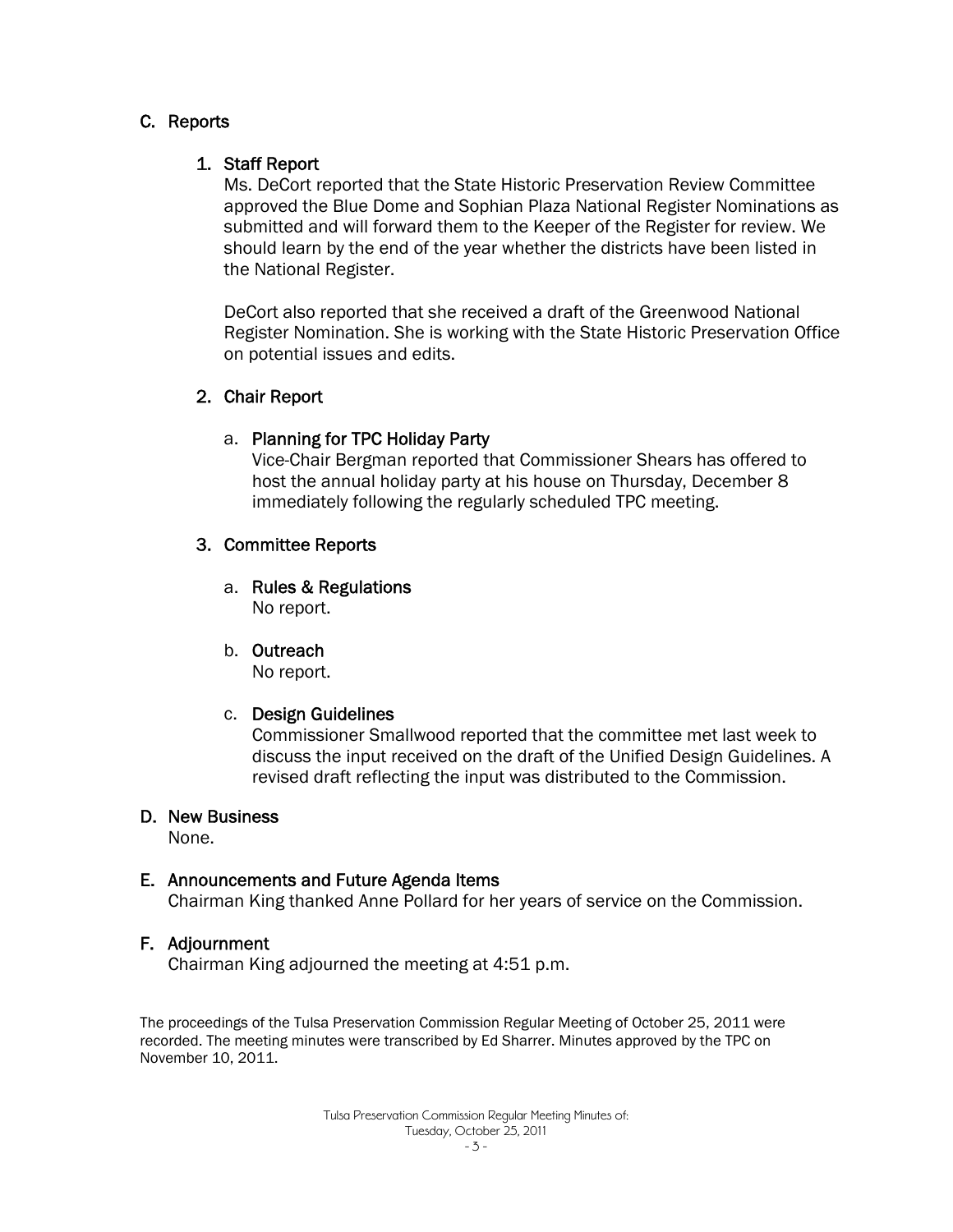## C. Reports

### 1. Staff Report

Ms. DeCort reported that the State Historic Preservation Review Committee approved the Blue Dome and Sophian Plaza National Register Nominations as submitted and will forward them to the Keeper of the Register for review. We should learn by the end of the year whether the districts have been listed in the National Register.

DeCort also reported that she received a draft of the Greenwood National Register Nomination. She is working with the State Historic Preservation Office on potential issues and edits.

### 2. Chair Report

#### a. Planning for TPC Holiday Party

Vice-Chair Bergman reported that Commissioner Shears has offered to host the annual holiday party at his house on Thursday, December 8 immediately following the regularly scheduled TPC meeting.

### 3. Committee Reports

#### a. Rules & Regulations

No report.

#### b. Outreach

No report.

#### c. Design Guidelines

Commissioner Smallwood reported that the committee met last week to discuss the input received on the draft of the Unified Design Guidelines. A revised draft reflecting the input was distributed to the Commission.

## D. New Business

None.

## E. Announcements and Future Agenda Items

Chairman King thanked Anne Pollard for her years of service on the Commission.

## F. Adjournment

Chairman King adjourned the meeting at 4:51 p.m.

The proceedings of the Tulsa Preservation Commission Regular Meeting of October 25, 2011 were recorded. The meeting minutes were transcribed by Ed Sharrer. Minutes approved by the TPC on November 10, 2011.